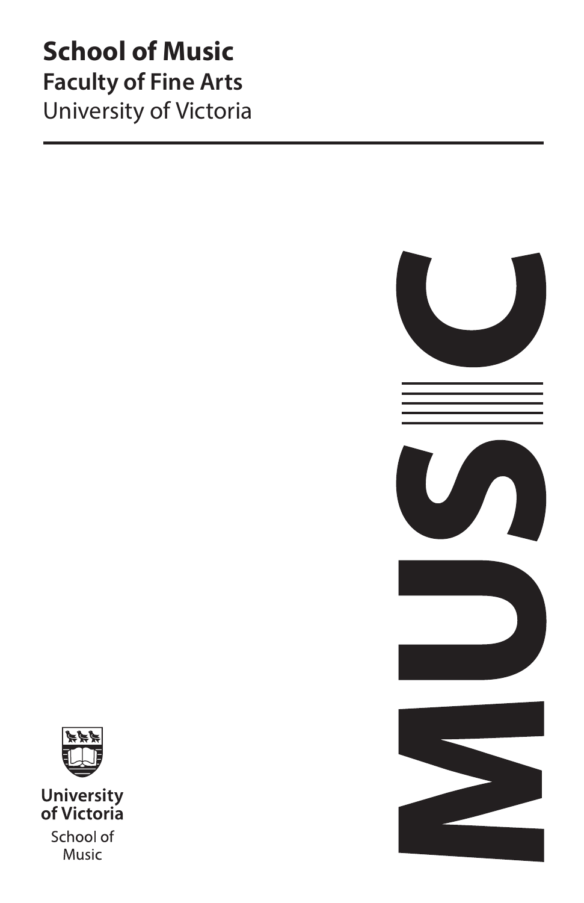**School of Music**

**Faculty of Fine Arts**

University of Victoria

---

MUSIC

University of Victoria

School of Music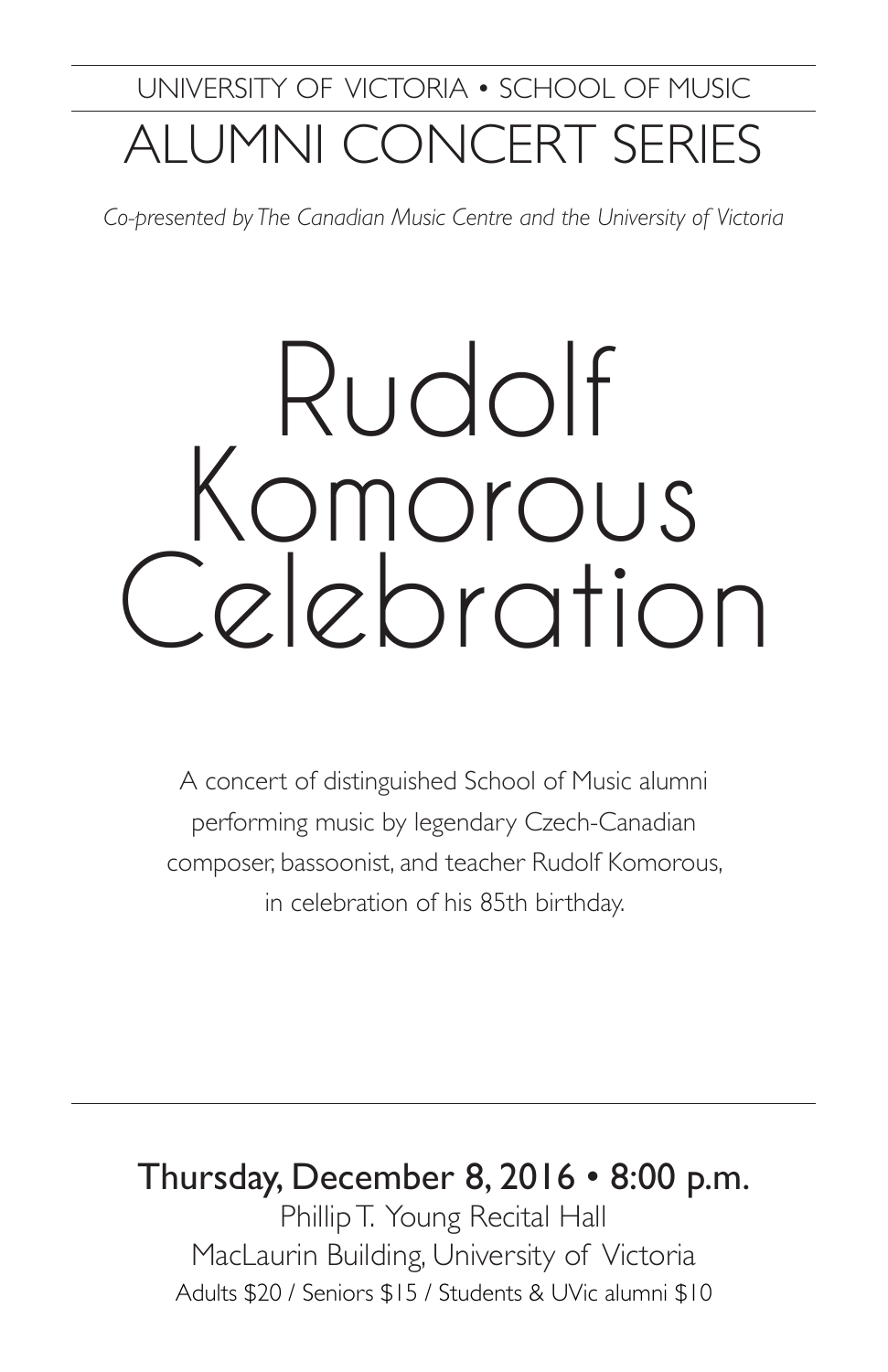UNIVERSITY OF VICTORIA • SCHOOL OF MUSIC

# ALUMNI CONCERT SERIES

*Co-presented by The Canadian Music Centre and the University of Victoria*

# Rudolf Komorous Celebration

A concert of distinguished School of Music alumni performing music by legendary Czech-Canadian composer, bassoonist, and teacher Rudolf Komorous, in celebration of his 85th birthday.

**Thursday, December 8, 2016 • 8:00 p.m.**

Phillip T. Young Recital Hall
MacLaurin Building, University of Victoria
Adults $20 / Seniors $15 / Students & UVic alumni $10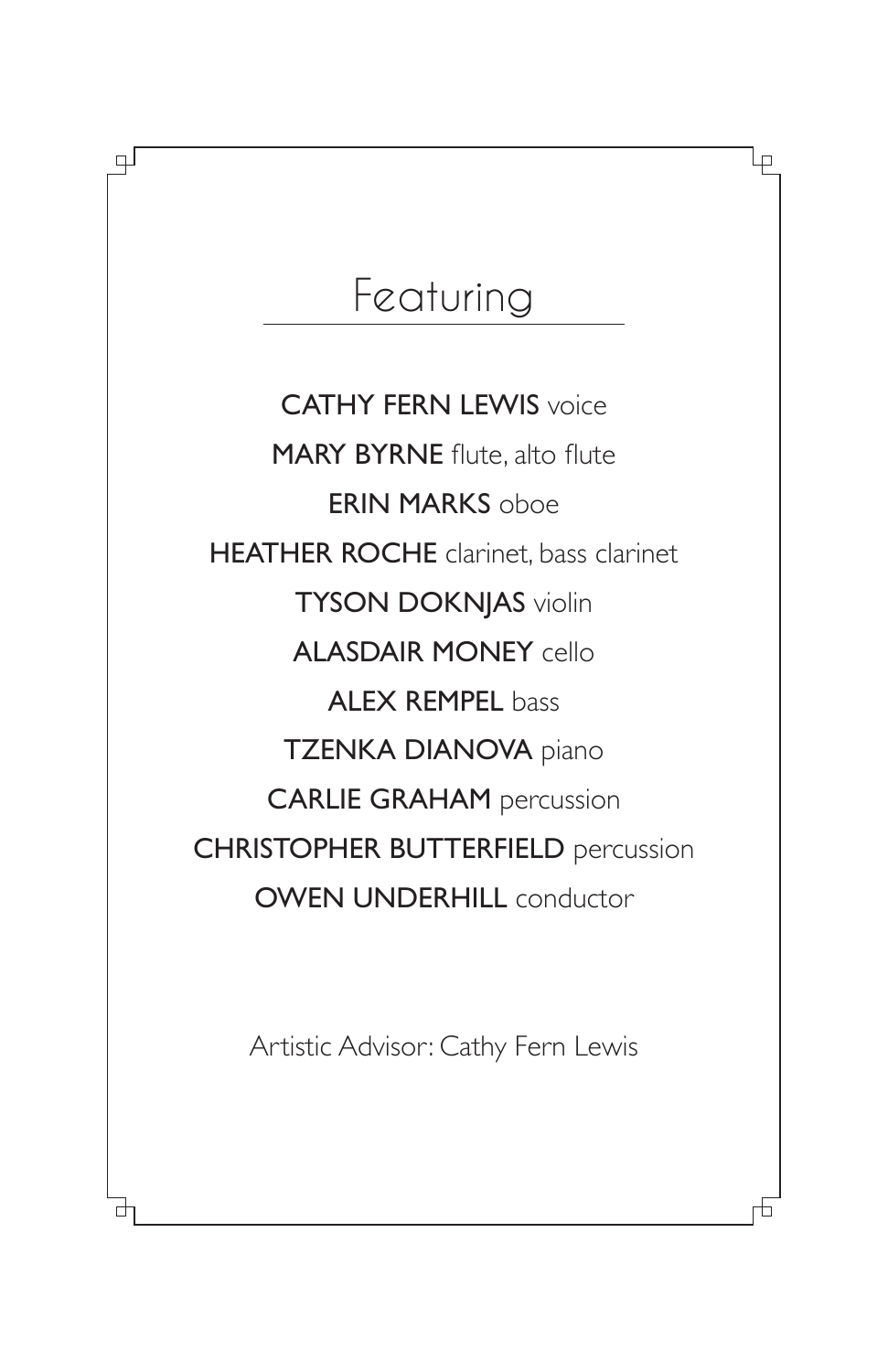# Featuring

**CATHY FERN LEWIS** voice

**MARY BYRNE** flute, alto flute

**ERIN MARKS** oboe

**HEATHER ROCHE** clarinet, bass clarinet

**TYSON DOKNJAS** violin

**ALASDAIR MONEY** cello

**ALEX REMPEL** bass

**TZENKA DIANOVA** piano

**CARLIE GRAHAM** percussion

**CHRISTOPHER BUTTERFIELD** percussion

**OWEN UNDERHILL** conductor

Artistic Advisor: Cathy Fern Lewis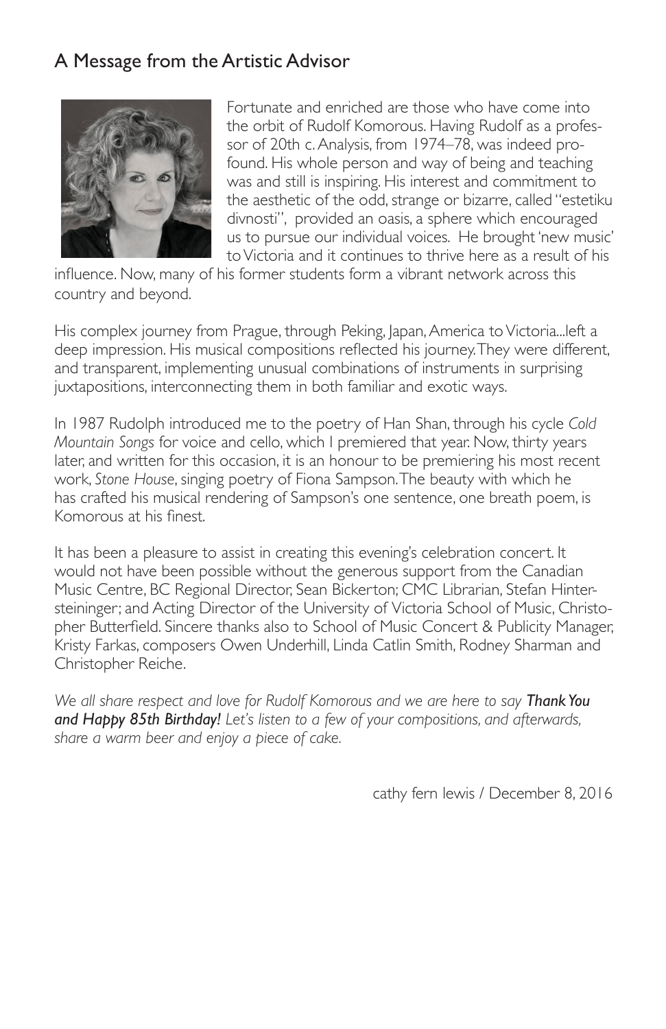## A Message from the Artistic Advisor

Fortunate and enriched are those who have come into the orbit of Rudolf Komorous. Having Rudolf as a professor of 20th c. Analysis, from 1974–78, was indeed profound. His whole person and way of being and teaching was and still is inspiring. His interest and commitment to the aesthetic of the odd, strange or bizarre, called "estetiku divnosti", provided an oasis, a sphere which encouraged us to pursue our individual voices. He brought 'new music' to Victoria and it continues to thrive here as a result of his influence. Now, many of his former students form a vibrant network across this country and beyond.

His complex journey from Prague, through Peking, Japan, America to Victoria...left a deep impression. His musical compositions reflected his journey. They were different, and transparent, implementing unusual combinations of instruments in surprising juxtapositions, interconnecting them in both familiar and exotic ways.

In 1987 Rudolph introduced me to the poetry of Han Shan, through his cycle *Cold Mountain Songs* for voice and cello, which I premiered that year. Now, thirty years later, and written for this occasion, it is an honour to be premiering his most recent work, *Stone House*, singing poetry of Fiona Sampson. The beauty with which he has crafted his musical rendering of Sampson's one sentence, one breath poem, is Komorous at his finest.

It has been a pleasure to assist in creating this evening's celebration concert. It would not have been possible without the generous support from the Canadian Music Centre, BC Regional Director, Sean Bickerton; CMC Librarian, Stefan Hintersteininger; and Acting Director of the University of Victoria School of Music, Christopher Butterfield. Sincere thanks also to School of Music Concert & Publicity Manager, Kristy Farkas, composers Owen Underhill, Linda Catlin Smith, Rodney Sharman and Christopher Reiche.

*We all share respect and love for Rudolf Komorous and we are here to say* ***Thank You and Happy 85th Birthday!*** *Let's listen to a few of your compositions, and afterwards, share a warm beer and enjoy a piece of cake.*

cathy fern lewis / December 8, 2016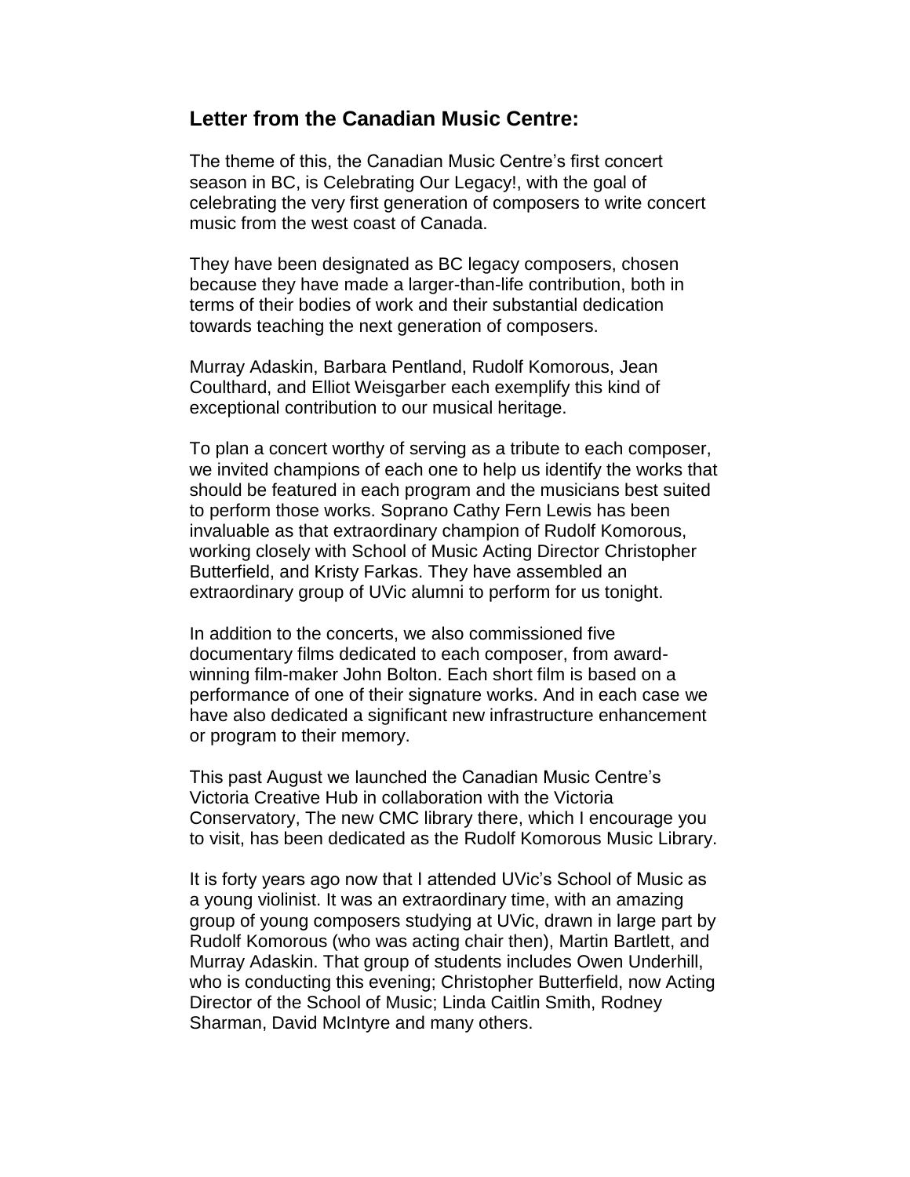## Letter from the Canadian Music Centre:

The theme of this, the Canadian Music Centre's first concert season in BC, is Celebrating Our Legacy!, with the goal of celebrating the very first generation of composers to write concert music from the west coast of Canada.

They have been designated as BC legacy composers, chosen because they have made a larger-than-life contribution, both in terms of their bodies of work and their substantial dedication towards teaching the next generation of composers.

Murray Adaskin, Barbara Pentland, Rudolf Komorous, Jean Coulthard, and Elliot Weisgarber each exemplify this kind of exceptional contribution to our musical heritage.

To plan a concert worthy of serving as a tribute to each composer, we invited champions of each one to help us identify the works that should be featured in each program and the musicians best suited to perform those works. Soprano Cathy Fern Lewis has been invaluable as that extraordinary champion of Rudolf Komorous, working closely with School of Music Acting Director Christopher Butterfield, and Kristy Farkas. They have assembled an extraordinary group of UVic alumni to perform for us tonight.

In addition to the concerts, we also commissioned five documentary films dedicated to each composer, from award-winning film-maker John Bolton. Each short film is based on a performance of one of their signature works. And in each case we have also dedicated a significant new infrastructure enhancement or program to their memory.

This past August we launched the Canadian Music Centre's Victoria Creative Hub in collaboration with the Victoria Conservatory, The new CMC library there, which I encourage you to visit, has been dedicated as the Rudolf Komorous Music Library.

It is forty years ago now that I attended UVic's School of Music as a young violinist. It was an extraordinary time, with an amazing group of young composers studying at UVic, drawn in large part by Rudolf Komorous (who was acting chair then), Martin Bartlett, and Murray Adaskin. That group of students includes Owen Underhill, who is conducting this evening; Christopher Butterfield, now Acting Director of the School of Music; Linda Caitlin Smith, Rodney Sharman, David McIntyre and many others.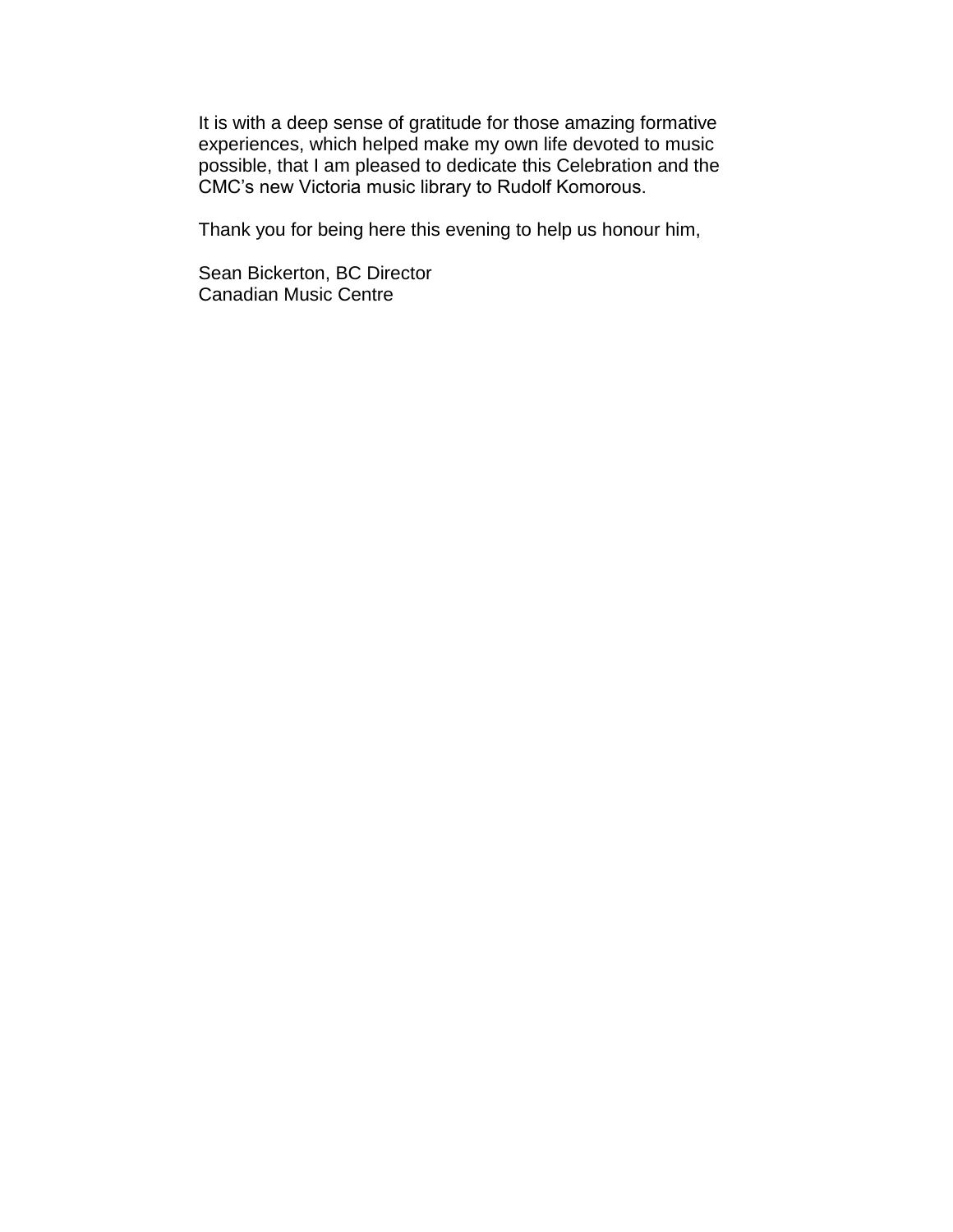It is with a deep sense of gratitude for those amazing formative experiences, which helped make my own life devoted to music possible, that I am pleased to dedicate this Celebration and the CMC's new Victoria music library to Rudolf Komorous.

Thank you for being here this evening to help us honour him,

Sean Bickerton, BC Director
Canadian Music Centre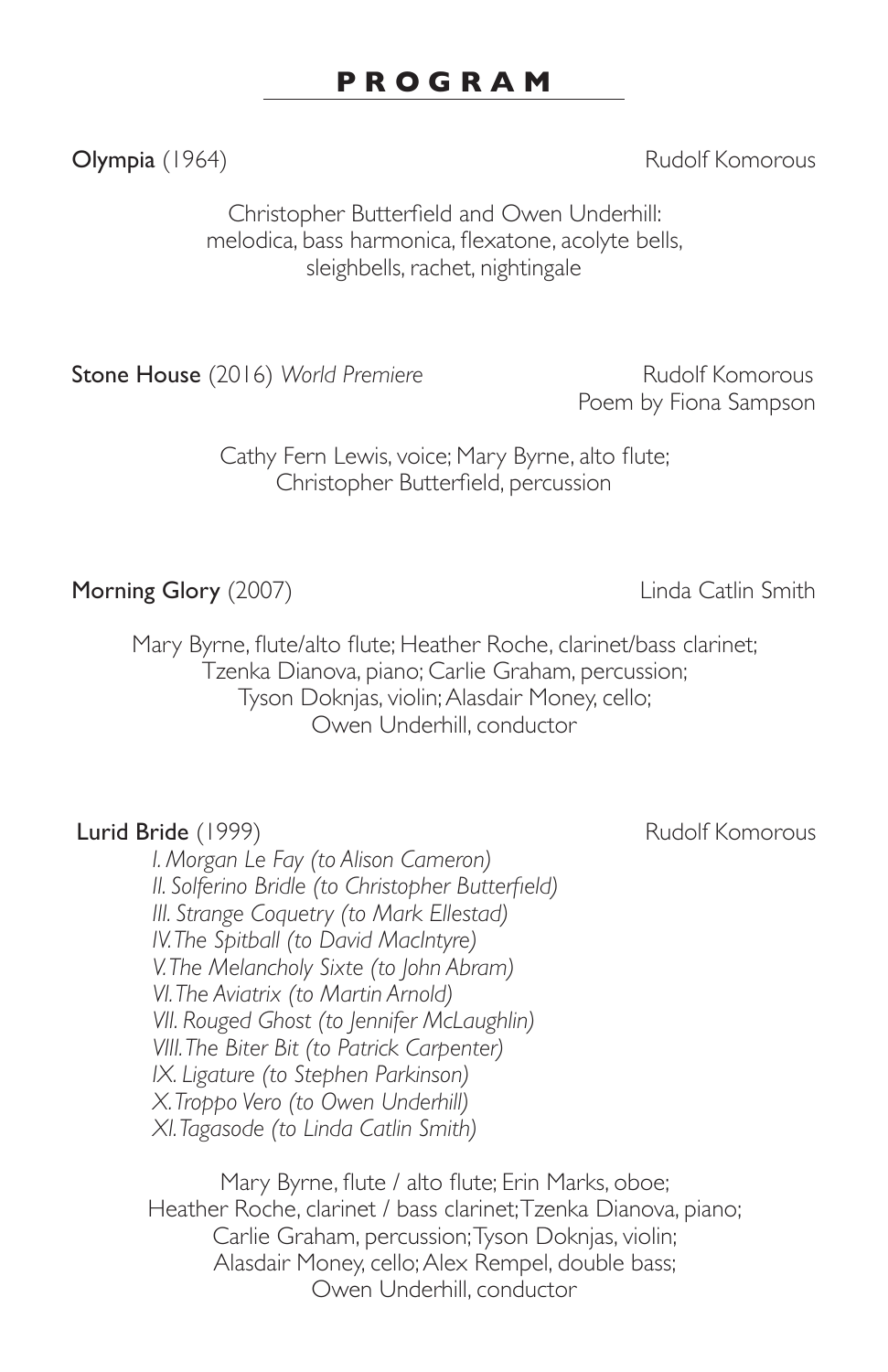# PROGRAM

**Olympia** (1964) Rudolf Komorous

Christopher Butterfield and Owen Underhill:
melodica, bass harmonica, flexatone, acolyte bells,
sleighbells, rachet, nightingale

**Stone House** (2016) *World Premiere* Rudolf Komorous
Poem by Fiona Sampson

Cathy Fern Lewis, voice; Mary Byrne, alto flute;
Christopher Butterfield, percussion

**Morning Glory** (2007) Linda Catlin Smith

Mary Byrne, flute/alto flute; Heather Roche, clarinet/bass clarinet;
Tzenka Dianova, piano; Carlie Graham, percussion;
Tyson Doknjas, violin; Alasdair Money, cello;
Owen Underhill, conductor

**Lurid Bride** (1999) Rudolf Komorous

*I. Morgan Le Fay (to Alison Cameron)*
*II. Solferino Bridle (to Christopher Butterfield)*
*III. Strange Coquetry (to Mark Ellestad)*
*IV. The Spitball (to David MacIntyre)*
*V. The Melancholy Sixte (to John Abram)*
*VI. The Aviatrix (to Martin Arnold)*
*VII. Rouged Ghost (to Jennifer McLaughlin)*
*VIII. The Biter Bit (to Patrick Carpenter)*
*IX. Ligature (to Stephen Parkinson)*
*X. Troppo Vero (to Owen Underhill)*
*XI. Tagasode (to Linda Catlin Smith)*

Mary Byrne, flute / alto flute; Erin Marks, oboe;
Heather Roche, clarinet / bass clarinet; Tzenka Dianova, piano;
Carlie Graham, percussion; Tyson Doknjas, violin;
Alasdair Money, cello; Alex Rempel, double bass;
Owen Underhill, conductor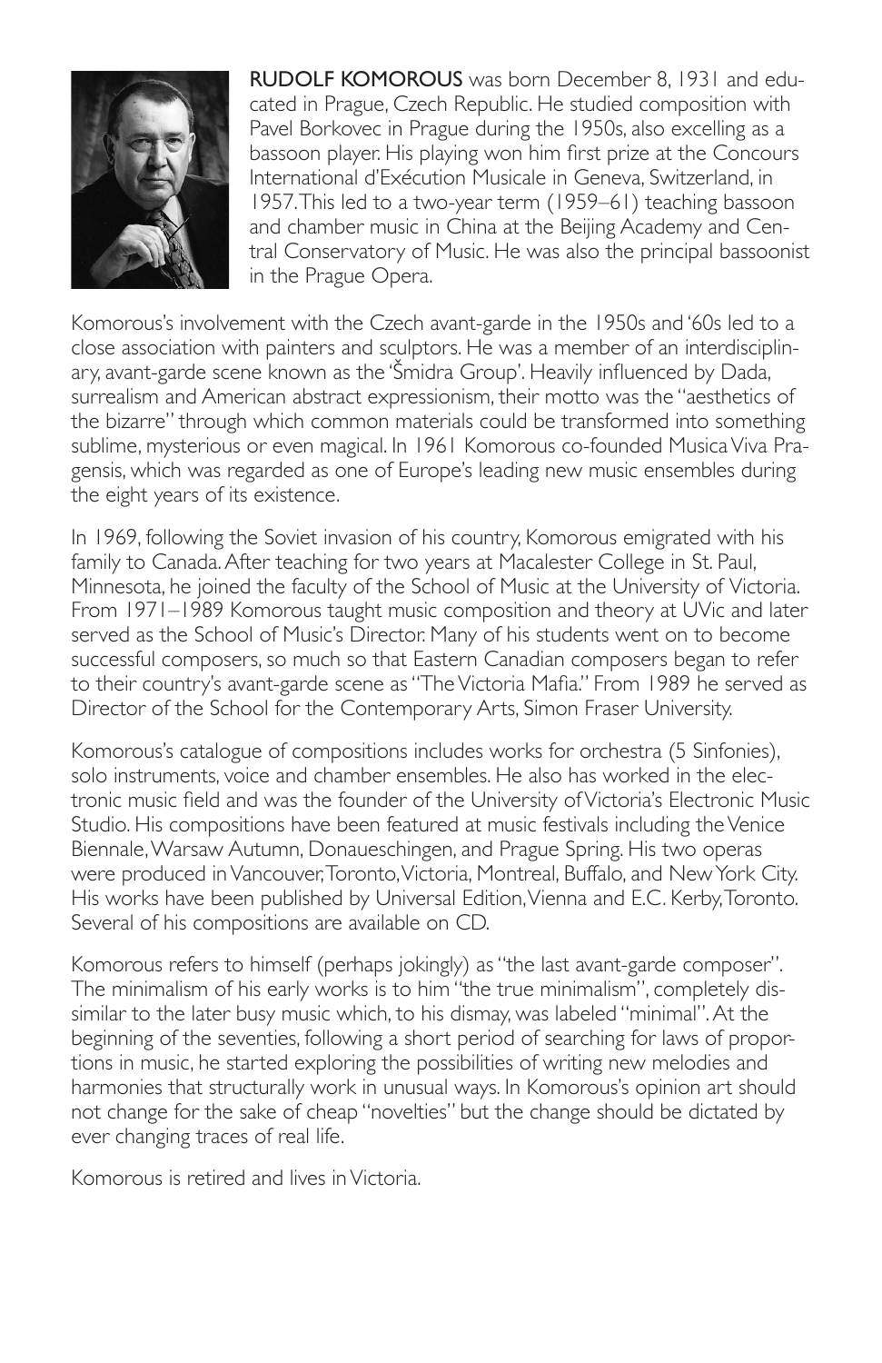**RUDOLF KOMOROUS** was born December 8, 1931 and educated in Prague, Czech Republic. He studied composition with Pavel Borkovec in Prague during the 1950s, also excelling as a bassoon player. His playing won him first prize at the Concours International d'Exécution Musicale in Geneva, Switzerland, in 1957. This led to a two-year term (1959–61) teaching bassoon and chamber music in China at the Beijing Academy and Central Conservatory of Music. He was also the principal bassoonist in the Prague Opera.

Komorous's involvement with the Czech avant-garde in the 1950s and '60s led to a close association with painters and sculptors. He was a member of an interdisciplinary, avant-garde scene known as the 'Šmidra Group'. Heavily influenced by Dada, surrealism and American abstract expressionism, their motto was the "aesthetics of the bizarre" through which common materials could be transformed into something sublime, mysterious or even magical. In 1961 Komorous co-founded Musica Viva Pragensis, which was regarded as one of Europe's leading new music ensembles during the eight years of its existence.

In 1969, following the Soviet invasion of his country, Komorous emigrated with his family to Canada. After teaching for two years at Macalester College in St. Paul, Minnesota, he joined the faculty of the School of Music at the University of Victoria. From 1971–1989 Komorous taught music composition and theory at UVic and later served as the School of Music's Director. Many of his students went on to become successful composers, so much so that Eastern Canadian composers began to refer to their country's avant-garde scene as "The Victoria Mafia." From 1989 he served as Director of the School for the Contemporary Arts, Simon Fraser University.

Komorous's catalogue of compositions includes works for orchestra (5 Sinfonies), solo instruments, voice and chamber ensembles. He also has worked in the electronic music field and was the founder of the University of Victoria's Electronic Music Studio. His compositions have been featured at music festivals including the Venice Biennale, Warsaw Autumn, Donaueschingen, and Prague Spring. His two operas were produced in Vancouver, Toronto, Victoria, Montreal, Buffalo, and New York City. His works have been published by Universal Edition, Vienna and E.C. Kerby, Toronto. Several of his compositions are available on CD.

Komorous refers to himself (perhaps jokingly) as "the last avant-garde composer". The minimalism of his early works is to him "the true minimalism", completely dissimilar to the later busy music which, to his dismay, was labeled "minimal". At the beginning of the seventies, following a short period of searching for laws of proportions in music, he started exploring the possibilities of writing new melodies and harmonies that structurally work in unusual ways. In Komorous's opinion art should not change for the sake of cheap "novelties" but the change should be dictated by ever changing traces of real life.

Komorous is retired and lives in Victoria.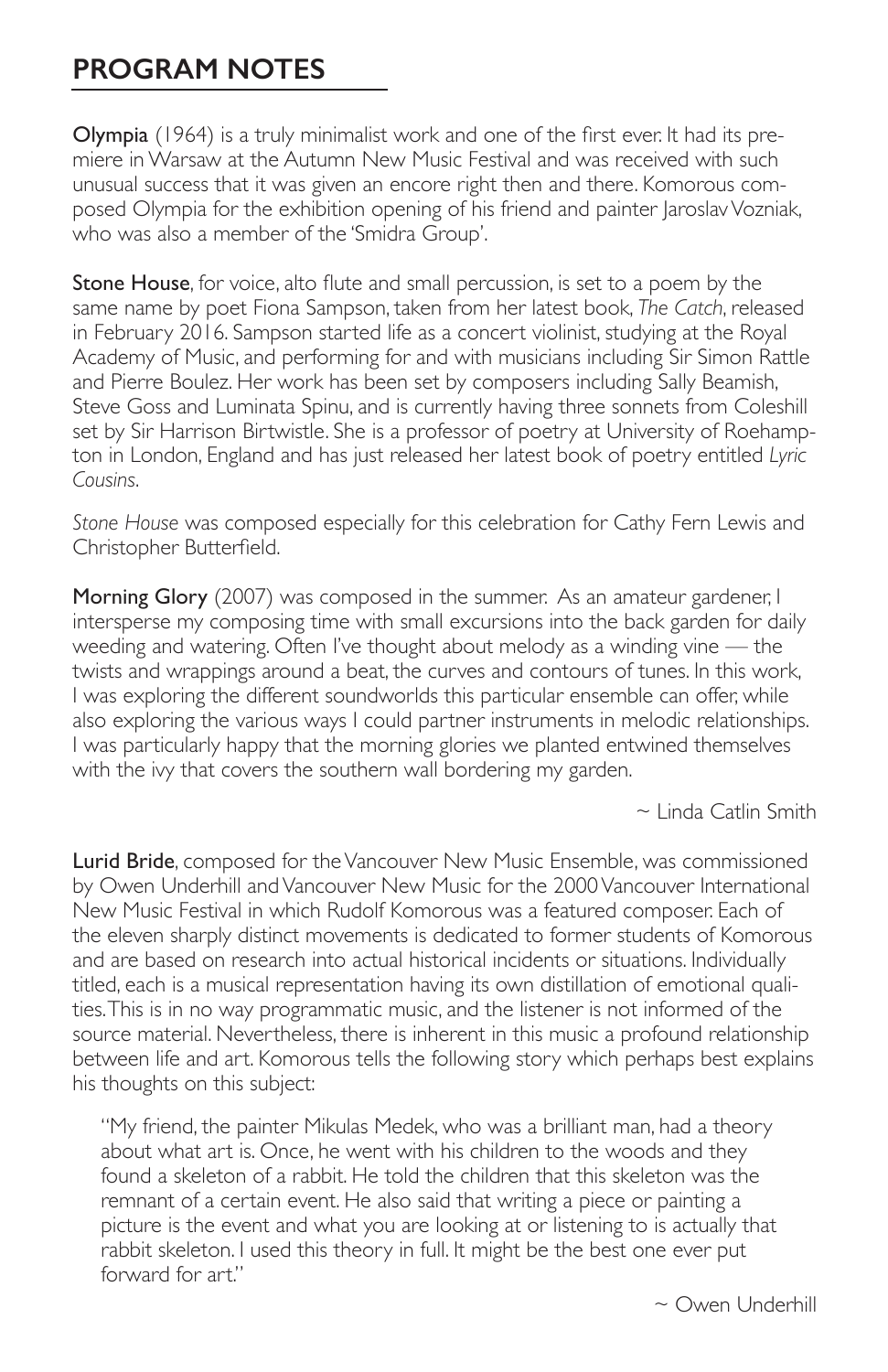## PROGRAM NOTES

**Olympia** (1964) is a truly minimalist work and one of the first ever. It had its premiere in Warsaw at the Autumn New Music Festival and was received with such unusual success that it was given an encore right then and there. Komorous composed Olympia for the exhibition opening of his friend and painter Jaroslav Vozniak, who was also a member of the 'Smidra Group'.

**Stone House**, for voice, alto flute and small percussion, is set to a poem by the same name by poet Fiona Sampson, taken from her latest book, *The Catch*, released in February 2016. Sampson started life as a concert violinist, studying at the Royal Academy of Music, and performing for and with musicians including Sir Simon Rattle and Pierre Boulez. Her work has been set by composers including Sally Beamish, Steve Goss and Luminata Spinu, and is currently having three sonnets from Coleshill set by Sir Harrison Birtwistle. She is a professor of poetry at University of Roehampton in London, England and has just released her latest book of poetry entitled *Lyric Cousins*.

*Stone House* was composed especially for this celebration for Cathy Fern Lewis and Christopher Butterfield.

**Morning Glory** (2007) was composed in the summer. As an amateur gardener, I intersperse my composing time with small excursions into the back garden for daily weeding and watering. Often I've thought about melody as a winding vine — the twists and wrappings around a beat, the curves and contours of tunes. In this work, I was exploring the different soundworlds this particular ensemble can offer, while also exploring the various ways I could partner instruments in melodic relationships. I was particularly happy that the morning glories we planted entwined themselves with the ivy that covers the southern wall bordering my garden.

~ Linda Catlin Smith

**Lurid Bride**, composed for the Vancouver New Music Ensemble, was commissioned by Owen Underhill and Vancouver New Music for the 2000 Vancouver International New Music Festival in which Rudolf Komorous was a featured composer. Each of the eleven sharply distinct movements is dedicated to former students of Komorous and are based on research into actual historical incidents or situations. Individually titled, each is a musical representation having its own distillation of emotional qualities. This is in no way programmatic music, and the listener is not informed of the source material. Nevertheless, there is inherent in this music a profound relationship between life and art. Komorous tells the following story which perhaps best explains his thoughts on this subject:

> "My friend, the painter Mikulas Medek, who was a brilliant man, had a theory about what art is. Once, he went with his children to the woods and they found a skeleton of a rabbit. He told the children that this skeleton was the remnant of a certain event. He also said that writing a piece or painting a picture is the event and what you are looking at or listening to is actually that rabbit skeleton. I used this theory in full. It might be the best one ever put forward for art."

~ Owen Underhill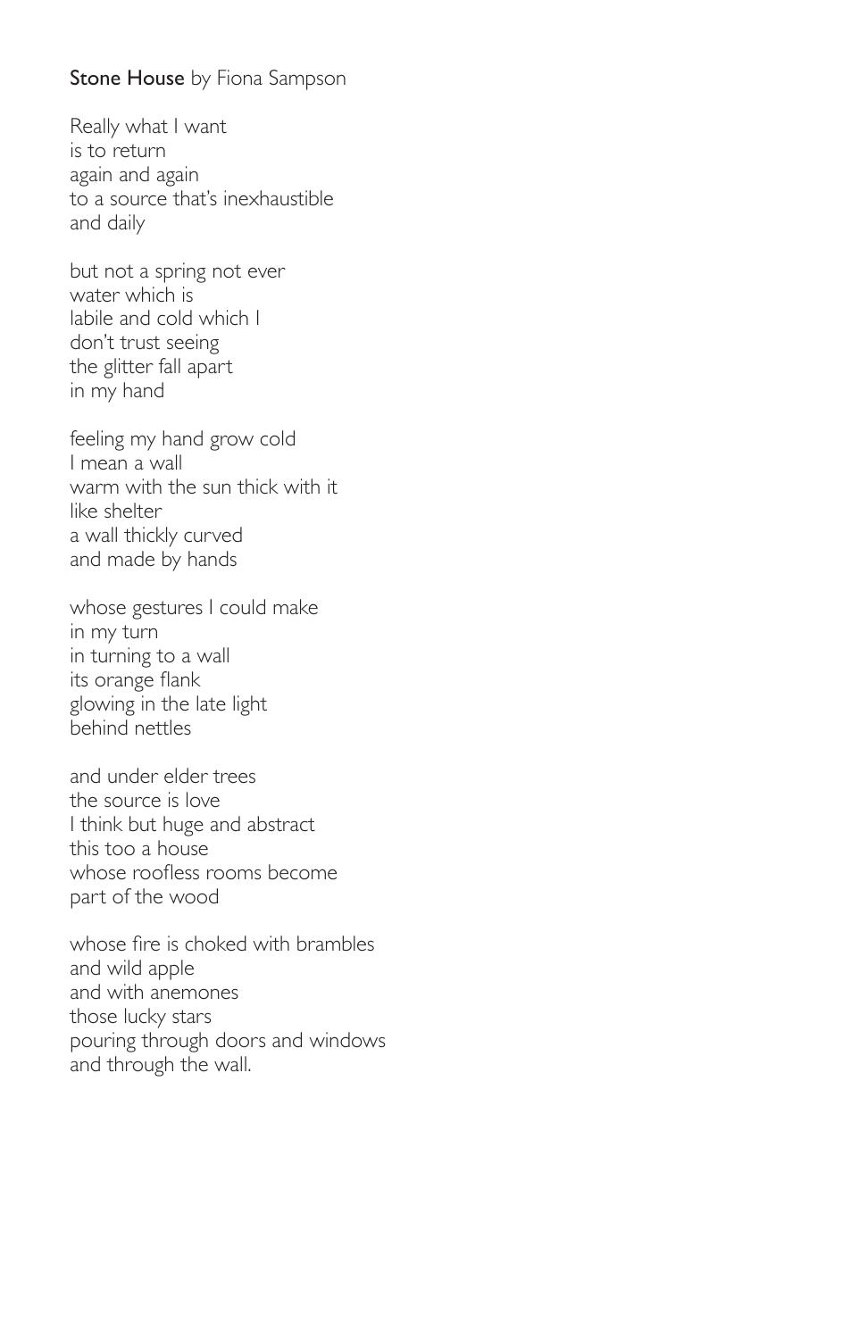**Stone House** by Fiona Sampson

Really what I want  
is to return  
again and again  
to a source that's inexhaustible  
and daily

but not a spring not ever  
water which is  
labile and cold which I  
don't trust seeing  
the glitter fall apart  
in my hand

feeling my hand grow cold  
I mean a wall  
warm with the sun thick with it  
like shelter  
a wall thickly curved  
and made by hands

whose gestures I could make  
in my turn  
in turning to a wall  
its orange flank  
glowing in the late light  
behind nettles

and under elder trees  
the source is love  
I think but huge and abstract  
this too a house  
whose roofless rooms become  
part of the wood

whose fire is choked with brambles  
and wild apple  
and with anemones  
those lucky stars  
pouring through doors and windows  
and through the wall.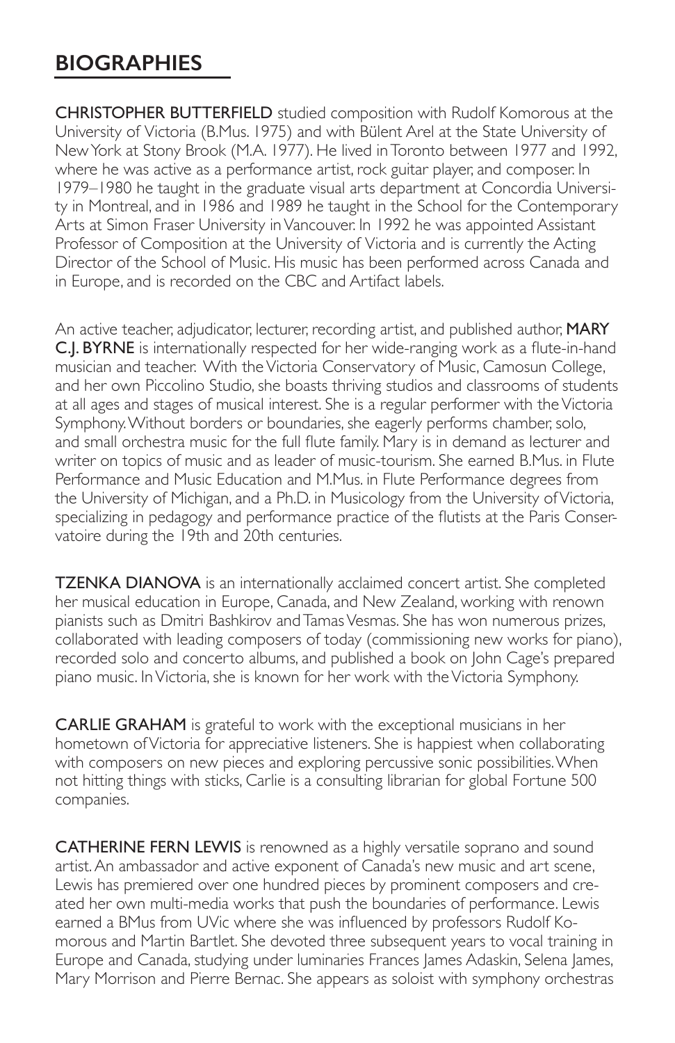## BIOGRAPHIES

**CHRISTOPHER BUTTERFIELD** studied composition with Rudolf Komorous at the University of Victoria (B.Mus. 1975) and with Bülent Arel at the State University of New York at Stony Brook (M.A. 1977). He lived in Toronto between 1977 and 1992, where he was active as a performance artist, rock guitar player, and composer. In 1979–1980 he taught in the graduate visual arts department at Concordia University in Montreal, and in 1986 and 1989 he taught in the School for the Contemporary Arts at Simon Fraser University in Vancouver. In 1992 he was appointed Assistant Professor of Composition at the University of Victoria and is currently the Acting Director of the School of Music. His music has been performed across Canada and in Europe, and is recorded on the CBC and Artifact labels.

An active teacher, adjudicator, lecturer, recording artist, and published author, **MARY C.J. BYRNE** is internationally respected for her wide-ranging work as a flute-in-hand musician and teacher. With the Victoria Conservatory of Music, Camosun College, and her own Piccolino Studio, she boasts thriving studios and classrooms of students at all ages and stages of musical interest. She is a regular performer with the Victoria Symphony. Without borders or boundaries, she eagerly performs chamber, solo, and small orchestra music for the full flute family. Mary is in demand as lecturer and writer on topics of music and as leader of music-tourism. She earned B.Mus. in Flute Performance and Music Education and M.Mus. in Flute Performance degrees from the University of Michigan, and a Ph.D. in Musicology from the University of Victoria, specializing in pedagogy and performance practice of the flutists at the Paris Conservatoire during the 19th and 20th centuries.

**TZENKA DIANOVA** is an internationally acclaimed concert artist. She completed her musical education in Europe, Canada, and New Zealand, working with renown pianists such as Dmitri Bashkirov and Tamas Vesmas. She has won numerous prizes, collaborated with leading composers of today (commissioning new works for piano), recorded solo and concerto albums, and published a book on John Cage's prepared piano music. In Victoria, she is known for her work with the Victoria Symphony.

**CARLIE GRAHAM** is grateful to work with the exceptional musicians in her hometown of Victoria for appreciative listeners. She is happiest when collaborating with composers on new pieces and exploring percussive sonic possibilities. When not hitting things with sticks, Carlie is a consulting librarian for global Fortune 500 companies.

**CATHERINE FERN LEWIS** is renowned as a highly versatile soprano and sound artist. An ambassador and active exponent of Canada's new music and art scene, Lewis has premiered over one hundred pieces by prominent composers and created her own multi-media works that push the boundaries of performance. Lewis earned a BMus from UVic where she was influenced by professors Rudolf Komorous and Martin Bartlet. She devoted three subsequent years to vocal training in Europe and Canada, studying under luminaries Frances James Adaskin, Selena James, Mary Morrison and Pierre Bernac. She appears as soloist with symphony orchestras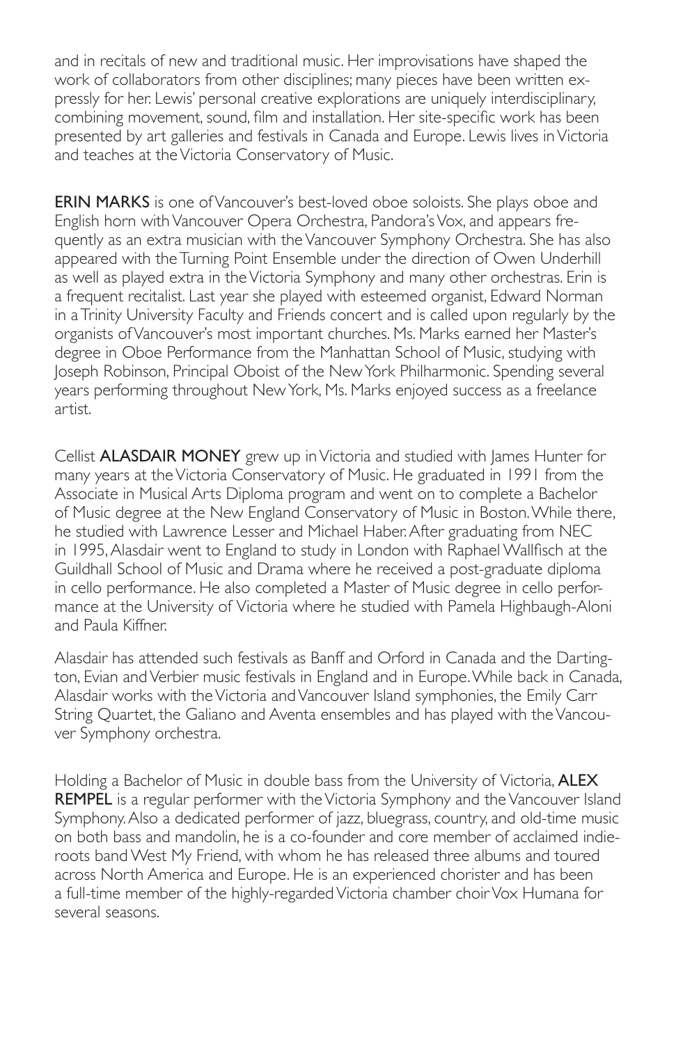and in recitals of new and traditional music. Her improvisations have shaped the work of collaborators from other disciplines; many pieces have been written expressly for her. Lewis' personal creative explorations are uniquely interdisciplinary, combining movement, sound, film and installation. Her site-specific work has been presented by art galleries and festivals in Canada and Europe. Lewis lives in Victoria and teaches at the Victoria Conservatory of Music.

**ERIN MARKS** is one of Vancouver's best-loved oboe soloists. She plays oboe and English horn with Vancouver Opera Orchestra, Pandora's Vox, and appears frequently as an extra musician with the Vancouver Symphony Orchestra. She has also appeared with the Turning Point Ensemble under the direction of Owen Underhill as well as played extra in the Victoria Symphony and many other orchestras. Erin is a frequent recitalist. Last year she played with esteemed organist, Edward Norman in a Trinity University Faculty and Friends concert and is called upon regularly by the organists of Vancouver's most important churches. Ms. Marks earned her Master's degree in Oboe Performance from the Manhattan School of Music, studying with Joseph Robinson, Principal Oboist of the New York Philharmonic. Spending several years performing throughout New York, Ms. Marks enjoyed success as a freelance artist.

Cellist **ALASDAIR MONEY** grew up in Victoria and studied with James Hunter for many years at the Victoria Conservatory of Music. He graduated in 1991 from the Associate in Musical Arts Diploma program and went on to complete a Bachelor of Music degree at the New England Conservatory of Music in Boston. While there, he studied with Lawrence Lesser and Michael Haber. After graduating from NEC in 1995, Alasdair went to England to study in London with Raphael Wallfisch at the Guildhall School of Music and Drama where he received a post-graduate diploma in cello performance. He also completed a Master of Music degree in cello performance at the University of Victoria where he studied with Pamela Highbaugh-Aloni and Paula Kiffner.

Alasdair has attended such festivals as Banff and Orford in Canada and the Dartington, Evian and Verbier music festivals in England and in Europe. While back in Canada, Alasdair works with the Victoria and Vancouver Island symphonies, the Emily Carr String Quartet, the Galiano and Aventa ensembles and has played with the Vancouver Symphony orchestra.

Holding a Bachelor of Music in double bass from the University of Victoria, **ALEX REMPEL** is a regular performer with the Victoria Symphony and the Vancouver Island Symphony. Also a dedicated performer of jazz, bluegrass, country, and old-time music on both bass and mandolin, he is a co-founder and core member of acclaimed indie-roots band West My Friend, with whom he has released three albums and toured across North America and Europe. He is an experienced chorister and has been a full-time member of the highly-regarded Victoria chamber choir Vox Humana for several seasons.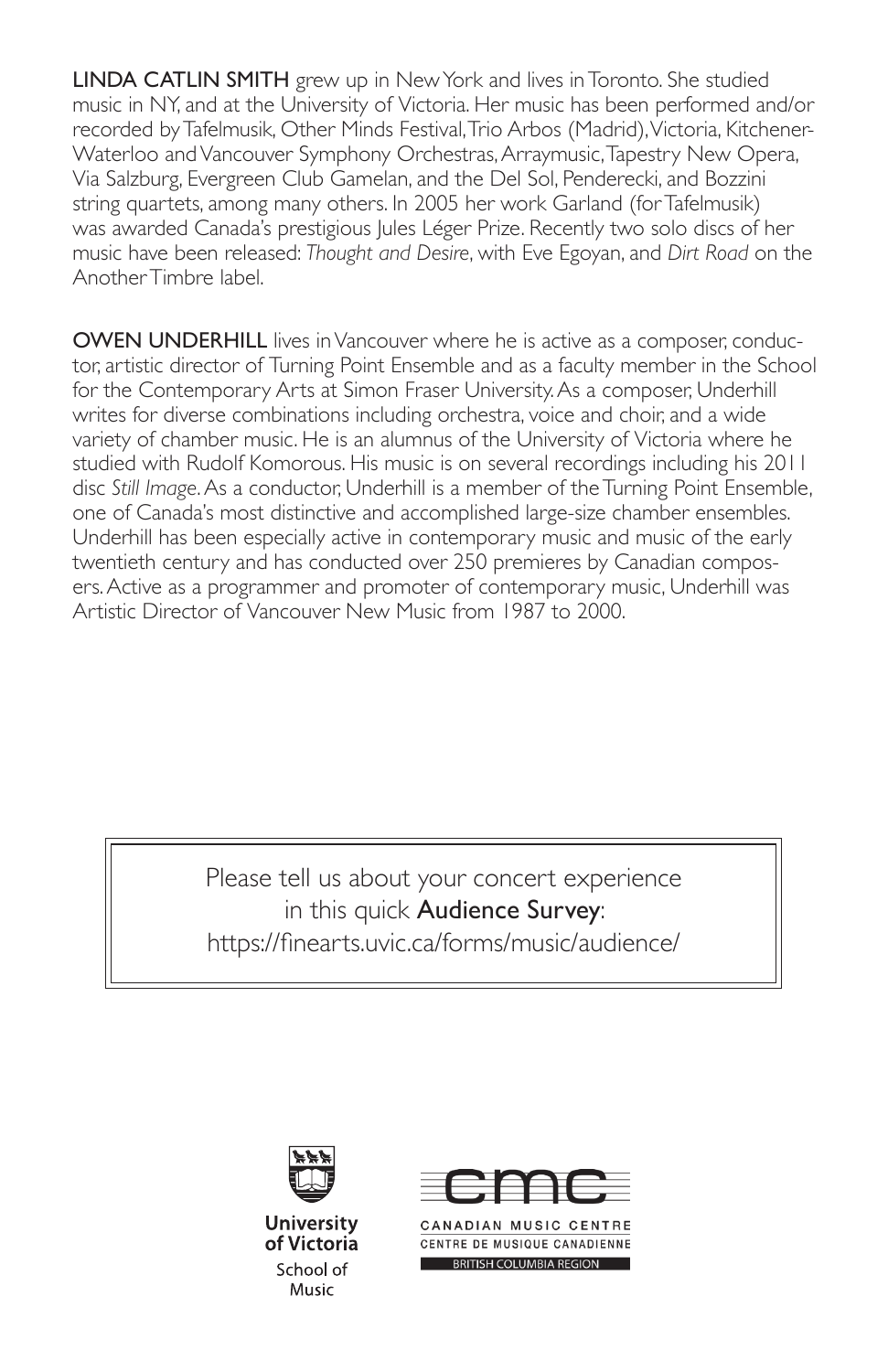**LINDA CATLIN SMITH** grew up in New York and lives in Toronto. She studied music in NY, and at the University of Victoria. Her music has been performed and/or recorded by Tafelmusik, Other Minds Festival, Trio Arbos (Madrid), Victoria, Kitchener-Waterloo and Vancouver Symphony Orchestras, Arraymusic, Tapestry New Opera, Via Salzburg, Evergreen Club Gamelan, and the Del Sol, Penderecki, and Bozzini string quartets, among many others. In 2005 her work Garland (for Tafelmusik) was awarded Canada's prestigious Jules Léger Prize. Recently two solo discs of her music have been released: *Thought and Desire*, with Eve Egoyan, and *Dirt Road* on the Another Timbre label.

**OWEN UNDERHILL** lives in Vancouver where he is active as a composer, conductor, artistic director of Turning Point Ensemble and as a faculty member in the School for the Contemporary Arts at Simon Fraser University. As a composer, Underhill writes for diverse combinations including orchestra, voice and choir, and a wide variety of chamber music. He is an alumnus of the University of Victoria where he studied with Rudolf Komorous. His music is on several recordings including his 2011 disc *Still Image*. As a conductor, Underhill is a member of the Turning Point Ensemble, one of Canada's most distinctive and accomplished large-size chamber ensembles. Underhill has been especially active in contemporary music and music of the early twentieth century and has conducted over 250 premieres by Canadian composers. Active as a programmer and promoter of contemporary music, Underhill was Artistic Director of Vancouver New Music from 1987 to 2000.

Please tell us about your concert experience in this quick **Audience Survey**:
https://finearts.uvic.ca/forms/music/audience/

University of Victoria
School of Music

CMC
CANADIAN MUSIC CENTRE
CENTRE DE MUSIQUE CANADIENNE
BRITISH COLUMBIA REGION